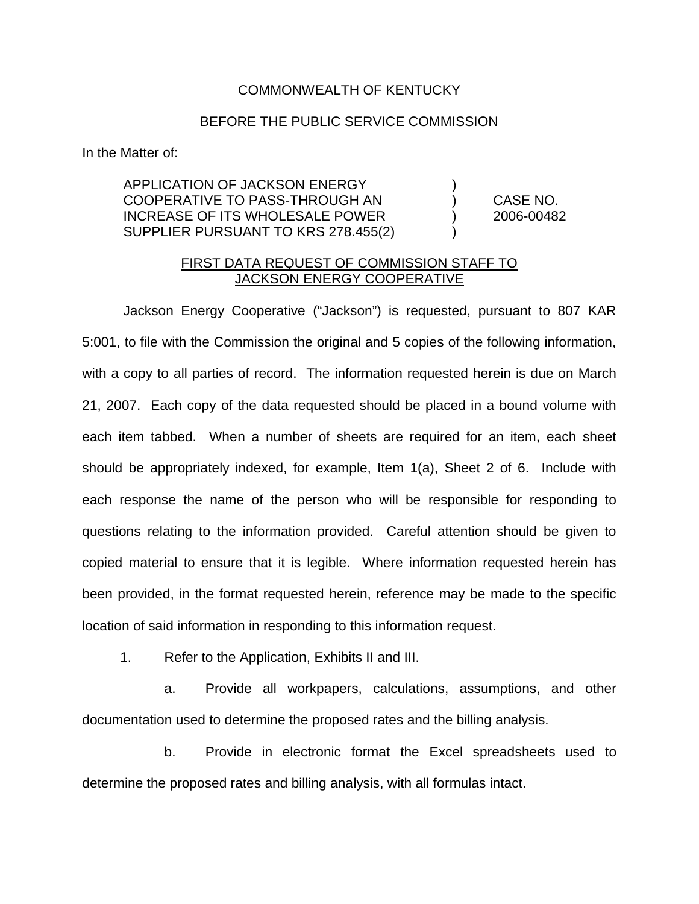COMMONWEALTH OF KENTUCKY

BEFORE THE PUBLIC SERVICE COMMISSION

In the Matter of:

| | | |
|---|---|---|
| APPLICATION OF JACKSON ENERGY COOPERATIVE TO PASS-THROUGH AN INCREASE OF ITS WHOLESALE POWER SUPPLIER PURSUANT TO KRS 278.455(2) | ) ) ) ) | CASE NO. 2006-00482 |

FIRST DATA REQUEST OF COMMISSION STAFF TO JACKSON ENERGY COOPERATIVE

Jackson Energy Cooperative ("Jackson") is requested, pursuant to 807 KAR 5:001, to file with the Commission the original and 5 copies of the following information, with a copy to all parties of record. The information requested herein is due on March 21, 2007. Each copy of the data requested should be placed in a bound volume with each item tabbed. When a number of sheets are required for an item, each sheet should be appropriately indexed, for example, Item 1(a), Sheet 2 of 6. Include with each response the name of the person who will be responsible for responding to questions relating to the information provided. Careful attention should be given to copied material to ensure that it is legible. Where information requested herein has been provided, in the format requested herein, reference may be made to the specific location of said information in responding to this information request.

1. Refer to the Application, Exhibits II and III.

   a. Provide all workpapers, calculations, assumptions, and other documentation used to determine the proposed rates and the billing analysis.

   b. Provide in electronic format the Excel spreadsheets used to determine the proposed rates and billing analysis, with all formulas intact.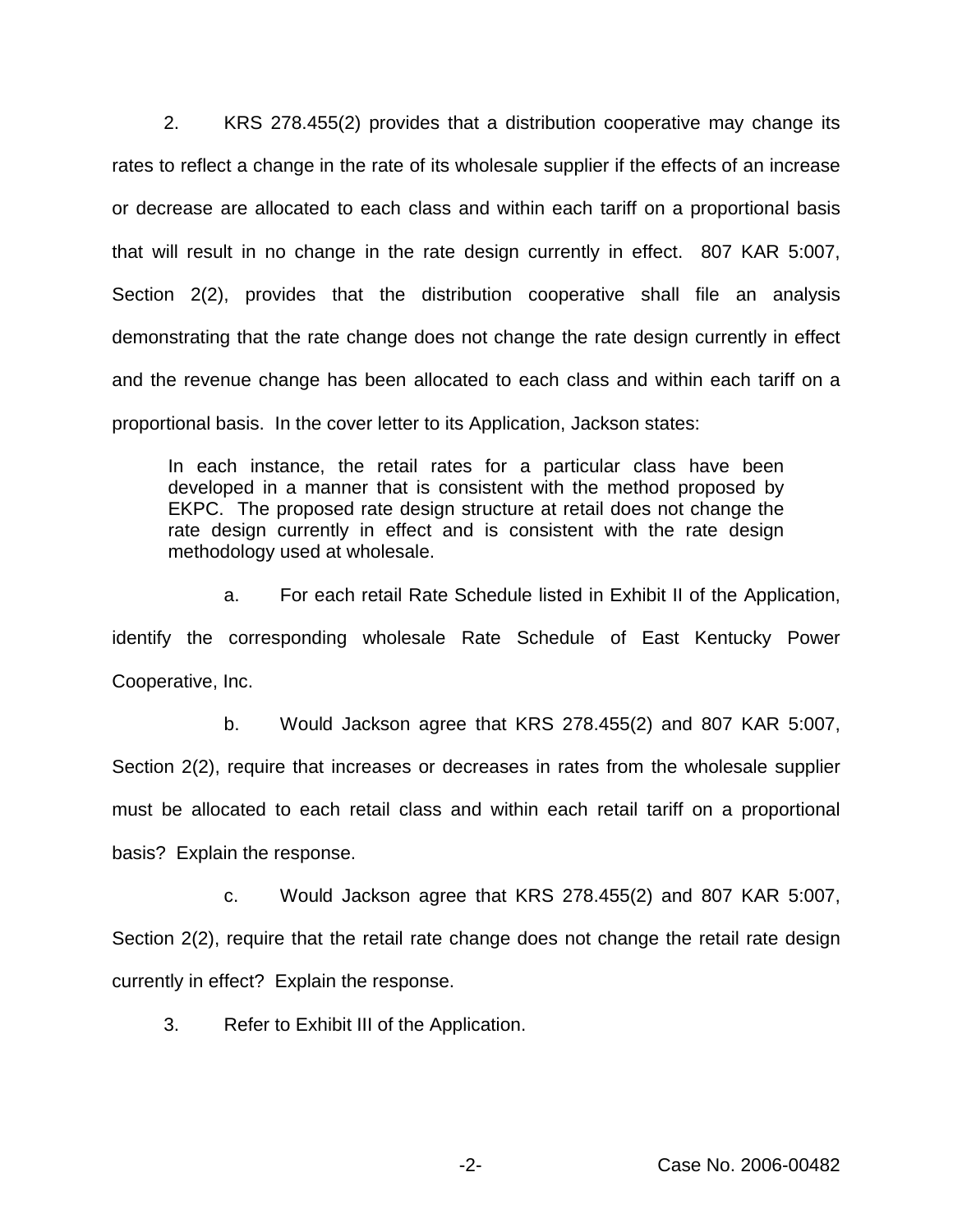2. KRS 278.455(2) provides that a distribution cooperative may change its rates to reflect a change in the rate of its wholesale supplier if the effects of an increase or decrease are allocated to each class and within each tariff on a proportional basis that will result in no change in the rate design currently in effect. 807 KAR 5:007, Section 2(2), provides that the distribution cooperative shall file an analysis demonstrating that the rate change does not change the rate design currently in effect and the revenue change has been allocated to each class and within each tariff on a proportional basis. In the cover letter to its Application, Jackson states:

> In each instance, the retail rates for a particular class have been developed in a manner that is consistent with the method proposed by EKPC. The proposed rate design structure at retail does not change the rate design currently in effect and is consistent with the rate design methodology used at wholesale.

a. For each retail Rate Schedule listed in Exhibit II of the Application, identify the corresponding wholesale Rate Schedule of East Kentucky Power Cooperative, Inc.

b. Would Jackson agree that KRS 278.455(2) and 807 KAR 5:007, Section 2(2), require that increases or decreases in rates from the wholesale supplier must be allocated to each retail class and within each retail tariff on a proportional basis? Explain the response.

c. Would Jackson agree that KRS 278.455(2) and 807 KAR 5:007, Section 2(2), require that the retail rate change does not change the retail rate design currently in effect? Explain the response.

3. Refer to Exhibit III of the Application.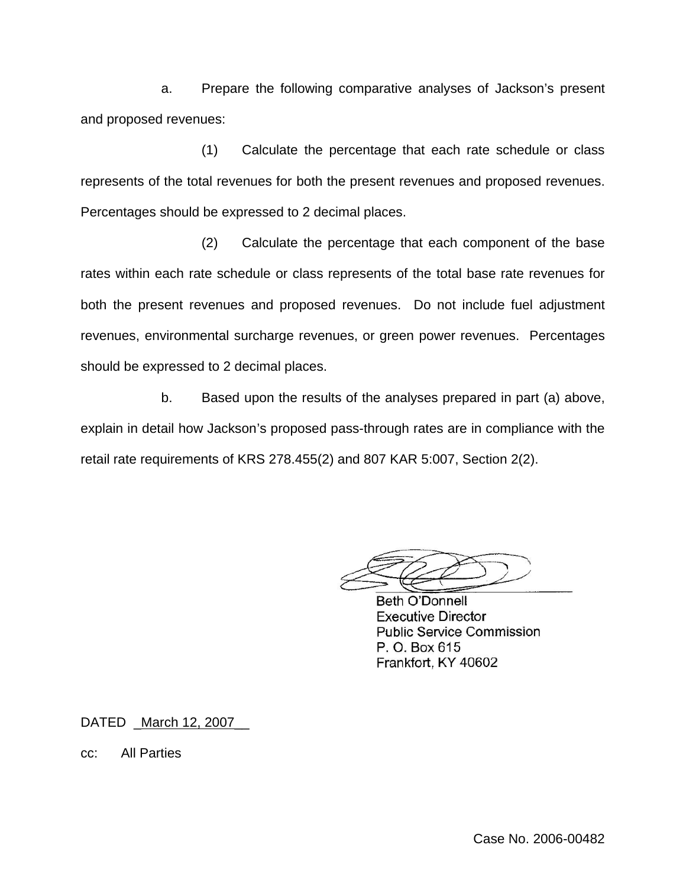a. Prepare the following comparative analyses of Jackson's present and proposed revenues:

(1) Calculate the percentage that each rate schedule or class represents of the total revenues for both the present revenues and proposed revenues. Percentages should be expressed to 2 decimal places.

(2) Calculate the percentage that each component of the base rates within each rate schedule or class represents of the total base rate revenues for both the present revenues and proposed revenues. Do not include fuel adjustment revenues, environmental surcharge revenues, or green power revenues. Percentages should be expressed to 2 decimal places.

b. Based upon the results of the analyses prepared in part (a) above, explain in detail how Jackson's proposed pass-through rates are in compliance with the retail rate requirements of KRS 278.455(2) and 807 KAR 5:007, Section 2(2).

Beth O'Donnell
Executive Director
Public Service Commission
P. O. Box 615
Frankfort, KY 40602

DATED _March 12, 2007__

cc: All Parties

Case No. 2006-00482